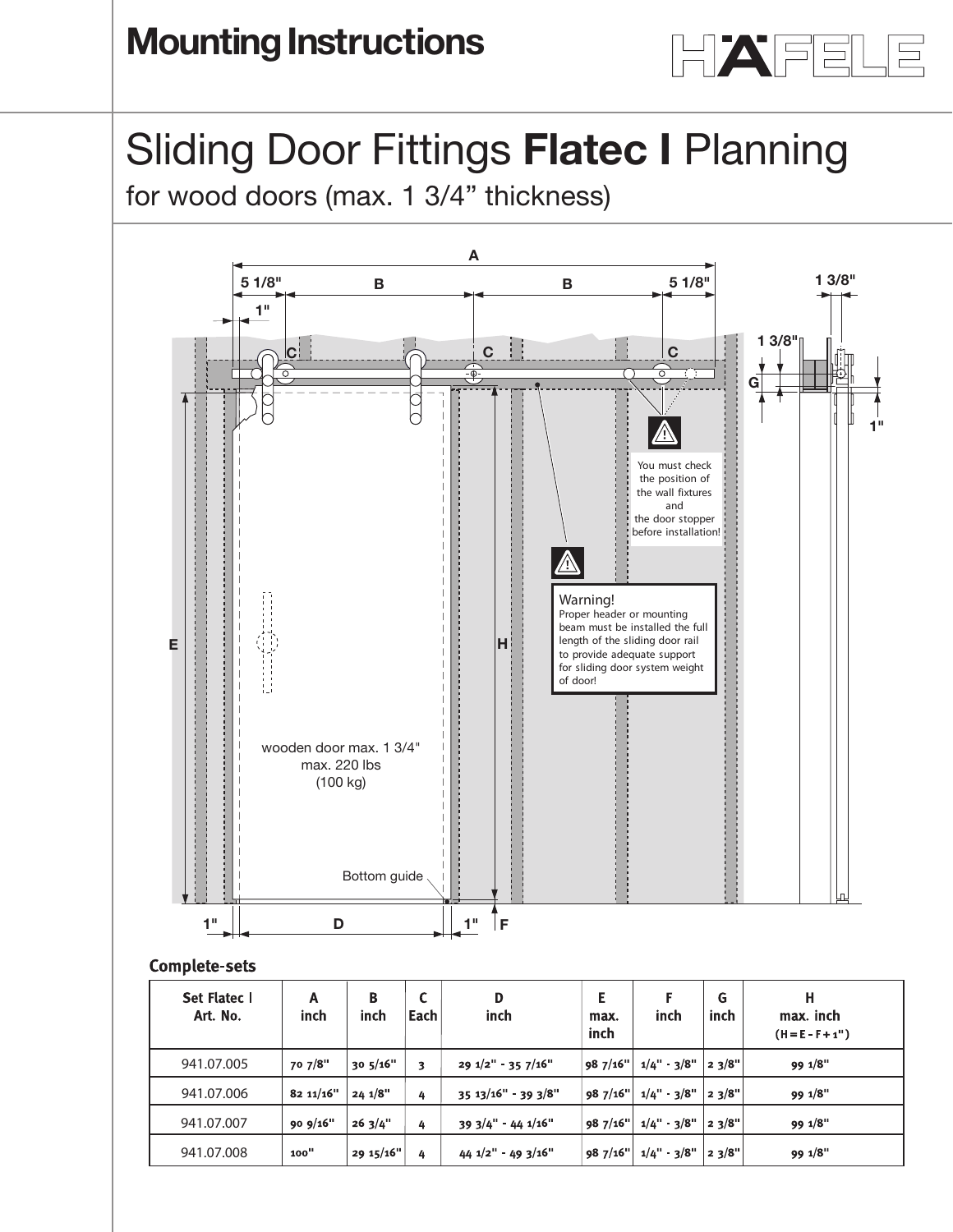# Mounting Instructions

# Sliding Door Fittings **Flatec I** Planning

## for wood doors (max. 1 3/4" thickness)

You must check the position of the wall fixtures and the door stopper before installation!

**Warning!**
Proper header or mounting beam must be installed the full length of the sliding door rail to provide adequate support for sliding door system weight of door!

wooden door max. 1 3/4"
max. 220 lbs
(100 kg)

Bottom guide

### Complete-sets

| Set Flatec I Art. No. | A inch | B inch | C Each | D inch | E max. inch | F inch | G inch | H max. inch (H = E - F + 1") |
|---|---|---|---|---|---|---|---|---|
| 941.07.005 | 70 7/8" | 30 5/16" | 3 | 29 1/2" - 35 7/16" | 98 7/16" | 1/4" - 3/8" | 2 3/8" | 99 1/8" |
| 941.07.006 | 82 11/16" | 24 1/8" | 4 | 35 13/16" - 39 3/8" | 98 7/16" | 1/4" - 3/8" | 2 3/8" | 99 1/8" |
| 941.07.007 | 90 9/16" | 26 3/4" | 4 | 39 3/4" - 44 1/16" | 98 7/16" | 1/4" - 3/8" | 2 3/8" | 99 1/8" |
| 941.07.008 | 100" | 29 15/16" | 4 | 44 1/2" - 49 3/16" | 98 7/16" | 1/4" - 3/8" | 2 3/8" | 99 1/8" |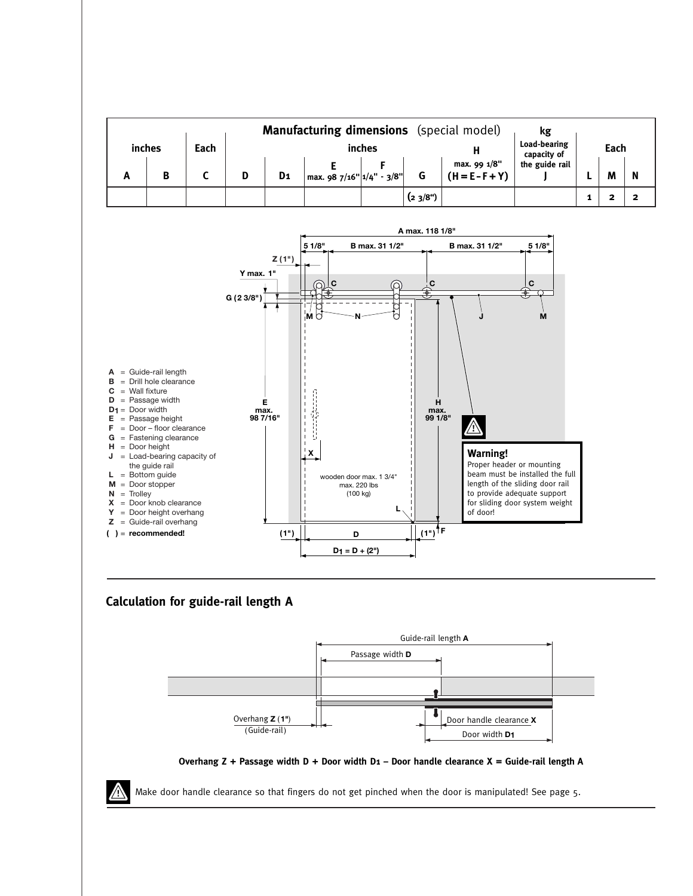| inches | | Each | Manufacturing dimensions (special model) inches | | | | | H | kg Load-bearing capacity of the guide rail | Each | | |
|---|---|---|---|---|---|---|---|---|---|---|---|---|
| A | B | C | D | D1 | E max. 98 7/16" | F 1/4" - 3/8" | G | max. 99 1/8" (H = E - F + Y) | J | L | M | N |
| | | | | | | | (2 3/8") | | | 1 | 2 | 2 |

A max. 118 1/8"

5 1/8" | B max. 31 1/2" | B max. 31 1/2" | 5 1/8"

Z (1")

Y max. 1"

G (2 3/8")

E max. 98 7/16"

H max. 99 1/8"

wooden door max. 1 3/4"
max. 220 lbs
(100 kg)

(1") D (1") F

$D_1 = D + (2")$

- **A** = Guide-rail length
- **B** = Drill hole clearance
- **C** = Wall fixture
- **D** = Passage width
- **D1** = Door width
- **E** = Passage height
- **F** = Door – floor clearance
- **G** = Fastening clearance
- **H** = Door height
- **J** = Load-bearing capacity of the guide rail
- **L** = Bottom guide
- **M** = Door stopper
- **N** = Trolley
- **X** = Door knob clearance
- **Y** = Door height overhang
- **Z** = Guide-rail overhang
- **( )** = **recommended!**

**Warning!**
Proper header or mounting beam must be installed the full length of the sliding door rail to provide adequate support for sliding door system weight of door!

## Calculation for guide-rail length A

Guide-rail length **A**

Passage width **D**

Overhang **Z** (1")
(Guide-rail)

Door handle clearance **X**

Door width **D1**

**Overhang Z + Passage width D + Door width D1 – Door handle clearance X = Guide-rail length A**

Make door handle clearance so that fingers do not get pinched when the door is manipulated! See page 5.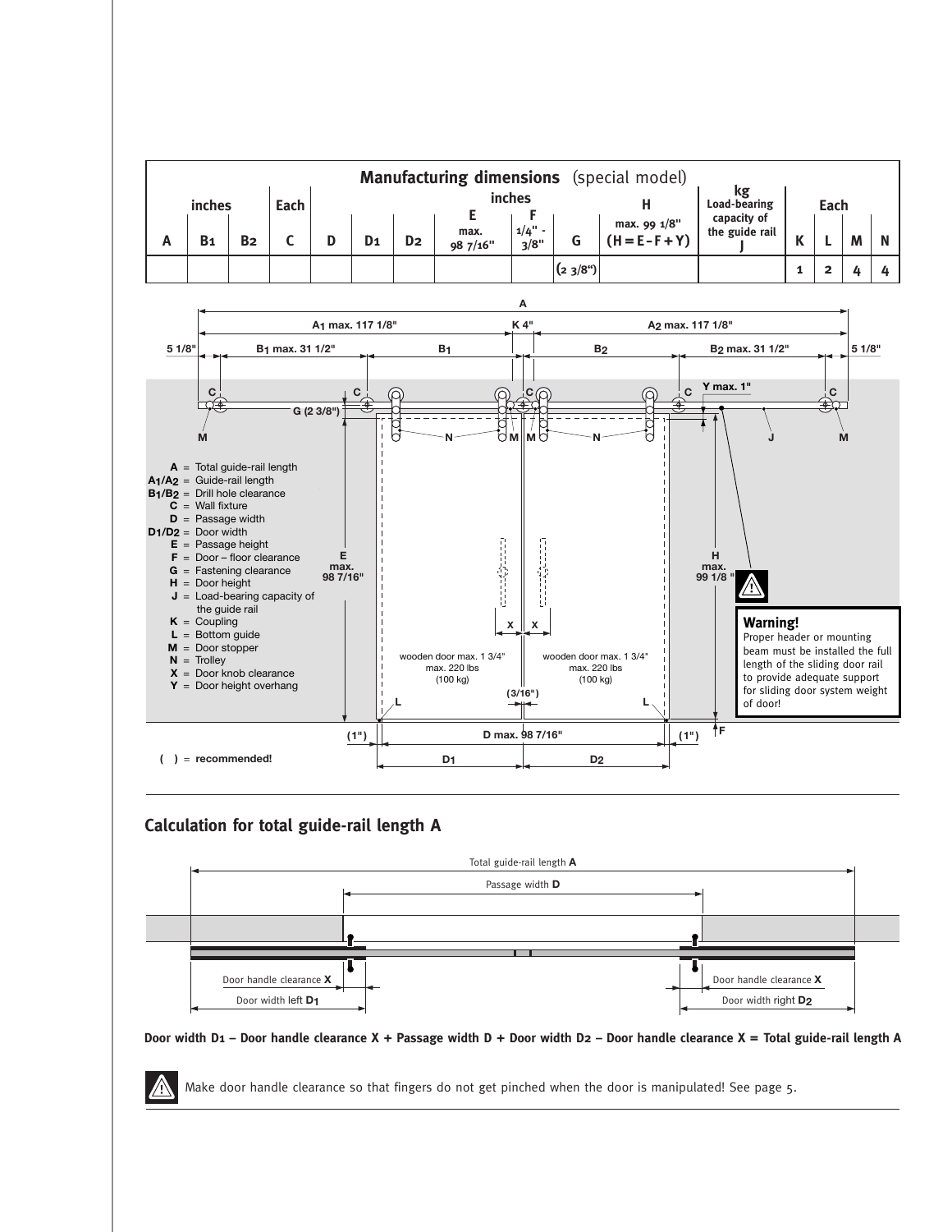| Manufacturing dimensions (special model) | | | | | | | | | | | | | | | | |
|---|---|---|---|---|---|---|---|---|---|---|---|---|---|---|---|---|
| inches | | | Each | inches | | | | | | | kg | Each | | | | |
| | | | | | | | E | F | | H | Load-bearing capacity of the guide rail | | | | | |
| A | $B_1$ | $B_2$ | C | D | $D_1$ | $D_2$ | max. 98 7/16" | 1/4" - 3/8" | G | max. 99 1/8" (H = E – F + Y) | J | K | L | M | N | |
| | | | | | | | | | (2 3/8") | | | 1 | 2 | 4 | 4 | |

A = Total guide-rail length
$A_1$/$A_2$ = Guide-rail length
$B_1$/$B_2$ = Drill hole clearance
C = Wall fixture
D = Passage width
$D_1$/$D_2$ = Door width
E = Passage height
F = Door – floor clearance
G = Fastening clearance
H = Door height
J = Load-bearing capacity of the guide rail
K = Coupling
L = Bottom guide
M = Door stopper
N = Trolley
X = Door knob clearance
Y = Door height overhang

( ) = recommended!

A; $A_1$ max. 117 1/8"; K 4"; $A_2$ max. 117 1/8"; 5 1/8"; $B_1$ max. 31 1/2"; $B_1$; $B_2$; $B_2$ max. 31 1/2"; 5 1/8"; Y max. 1"; G (2 3/8"); E max. 98 7/16"; H max. 99 1/8"; wooden door max. 1 3/4" max. 220 lbs (100 kg); (3/16"); (1"); D max. 98 7/16"; (1"); $D_1$; $D_2$

**Warning!**
Proper header or mounting beam must be installed the full length of the sliding door rail to provide adequate support for sliding door system weight of door!

## Calculation for total guide-rail length A

Total guide-rail length **A**; Passage width **D**; Door handle clearance **X**; Door width left **$D_1$**; Door handle clearance **X**; Door width right **$D_2$**

**Door width $D_1$ – Door handle clearance X + Passage width D + Door width $D_2$ – Door handle clearance X = Total guide-rail length A**

Make door handle clearance so that fingers do not get pinched when the door is manipulated! See page 5.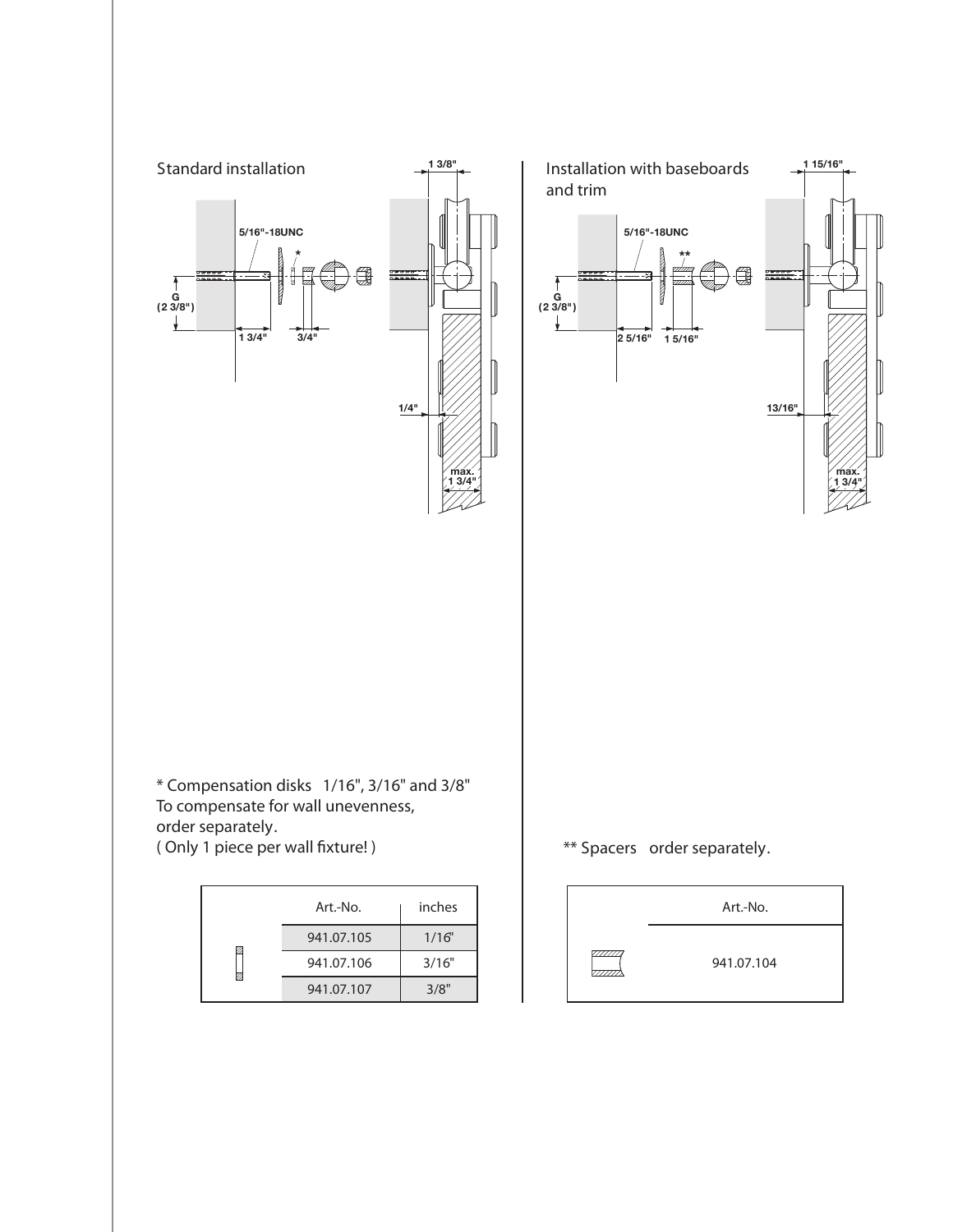## Standard installation

5/16"-18UNC

*

G (2 3/8")

1 3/4"

3/4"

1 3/8"

1/4"

max. 1 3/4"

* Compensation disks 1/16", 3/16" and 3/8"
To compensate for wall unevenness,
order separately.
( Only 1 piece per wall fixture! )

| | Art.-No. | inches |
|---|---|---|
| | 941.07.105 | 1/16" |
| | 941.07.106 | 3/16" |
| | 941.07.107 | 3/8" |

## Installation with baseboards and trim

5/16"-18UNC

**

G (2 3/8")

2 5/16"

1 5/16"

1 15/16"

13/16"

max. 1 3/4"

** Spacers order separately.

| | Art.-No. |
|---|---|
| | 941.07.104 |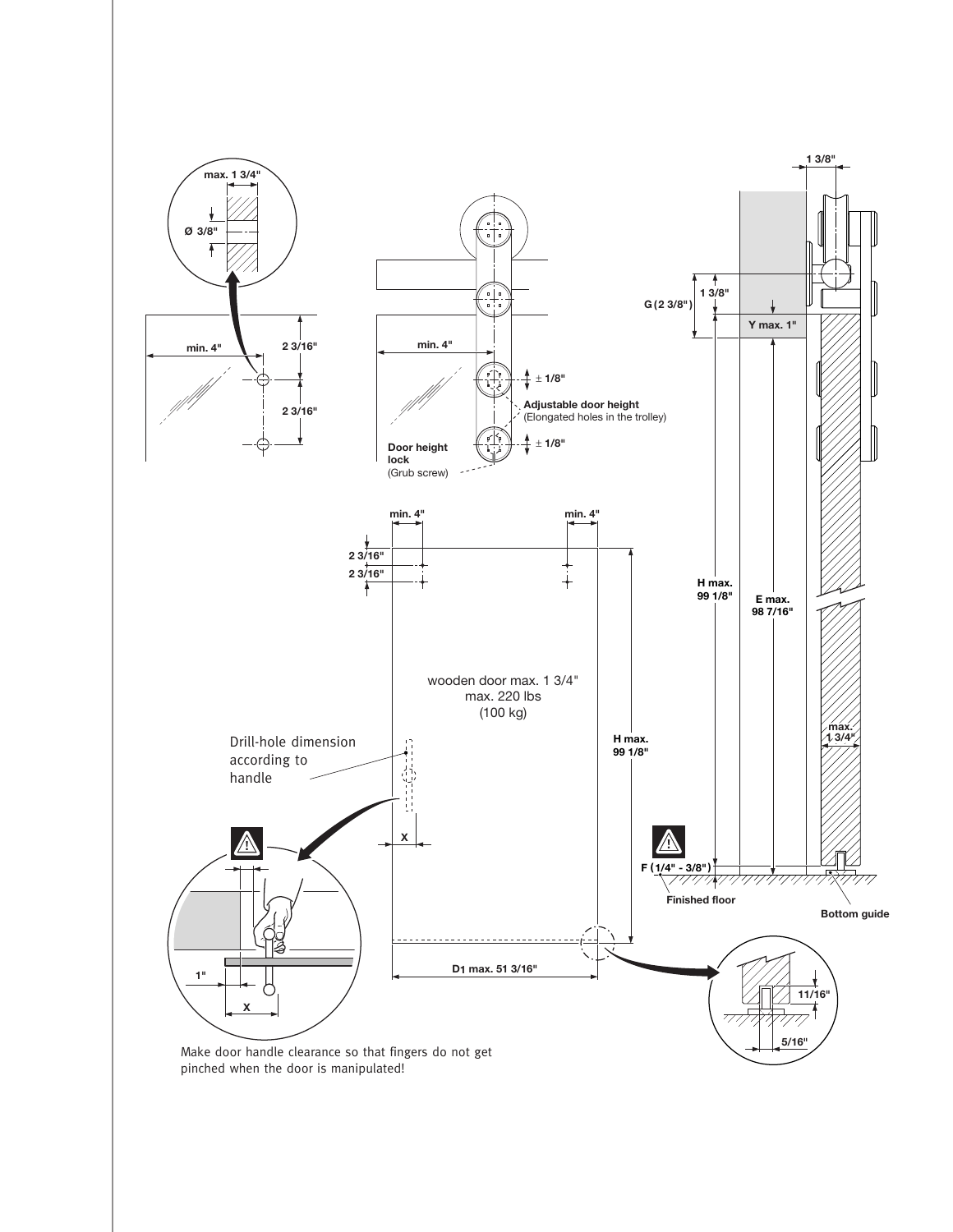max. 1 3/4"

Ø 3/8"

min. 4"

2 3/16"

2 3/16"

min. 4"

± 1/8"

**Adjustable door height**
(Elongated holes in the trolley)

± 1/8"

**Door height lock**
(Grub screw)

1 3/8"

1 3/8"

G (2 3/8")

Y max. 1"

H max. 99 1/8"

E max. 98 7/16"

max. 1 3/4"

min. 4"

min. 4"

2 3/16"

2 3/16"

wooden door max. 1 3/4"
max. 220 lbs
(100 kg)

H max. 99 1/8"

Drill-hole dimension according to handle

X

F (1/4" - 3/8")

Finished floor

Bottom guide

1"

X

D1 max. 51 3/16"

11/16"

5/16"

Make door handle clearance so that fingers do not get pinched when the door is manipulated!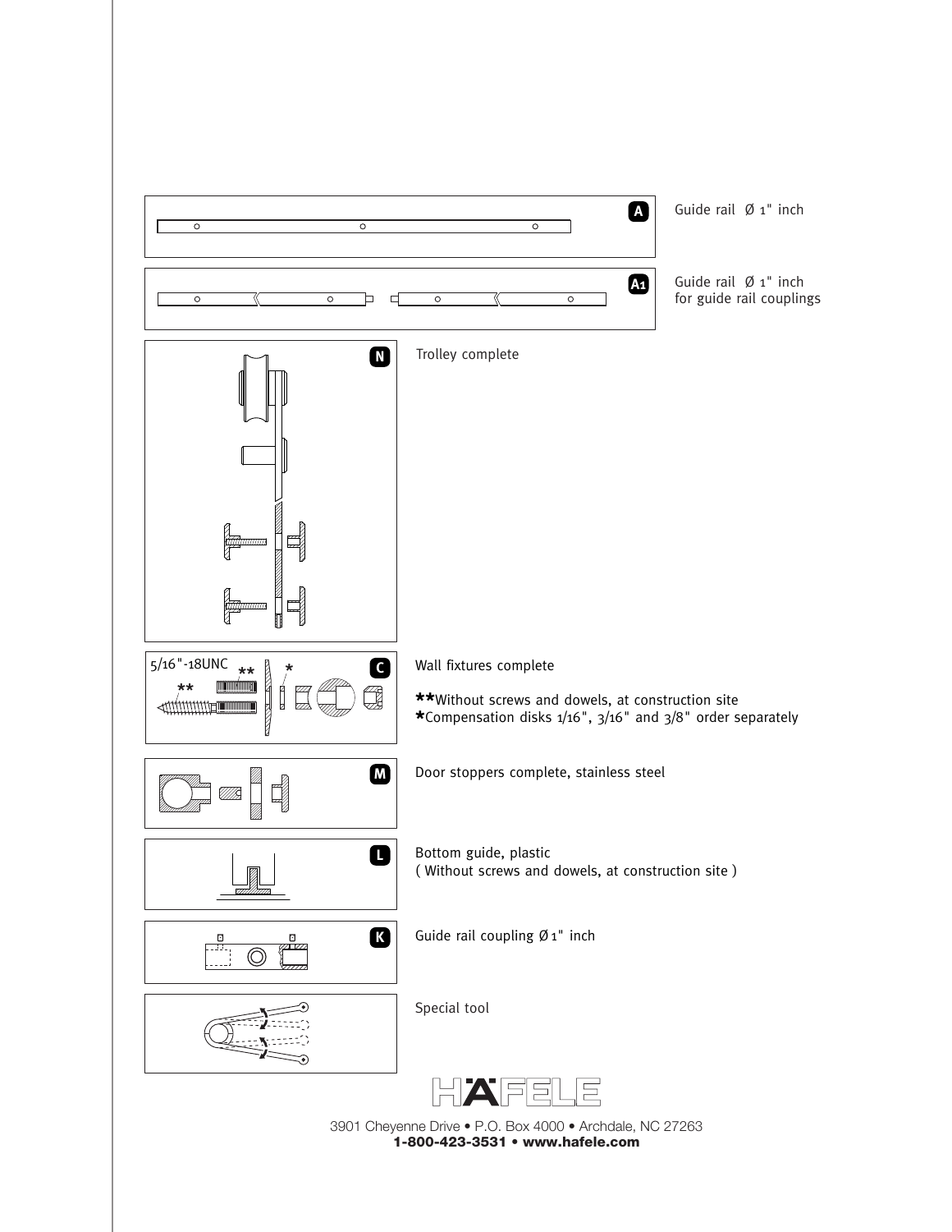A

Guide rail Ø 1" inch

A1

Guide rail Ø 1" inch
for guide rail couplings

N

Trolley complete

5/16"-18UNC ** *

**

C

Wall fixtures complete

**Without screws and dowels, at construction site
*Compensation disks 1/16", 3/16" and 3/8" order separately

M

Door stoppers complete, stainless steel

L

Bottom guide, plastic
( Without screws and dowels, at construction site )

K

Guide rail coupling Ø 1" inch

Special tool

HÄFELE

3901 Cheyenne Drive • P.O. Box 4000 • Archdale, NC 27263
**1-800-423-3531 • www.hafele.com**